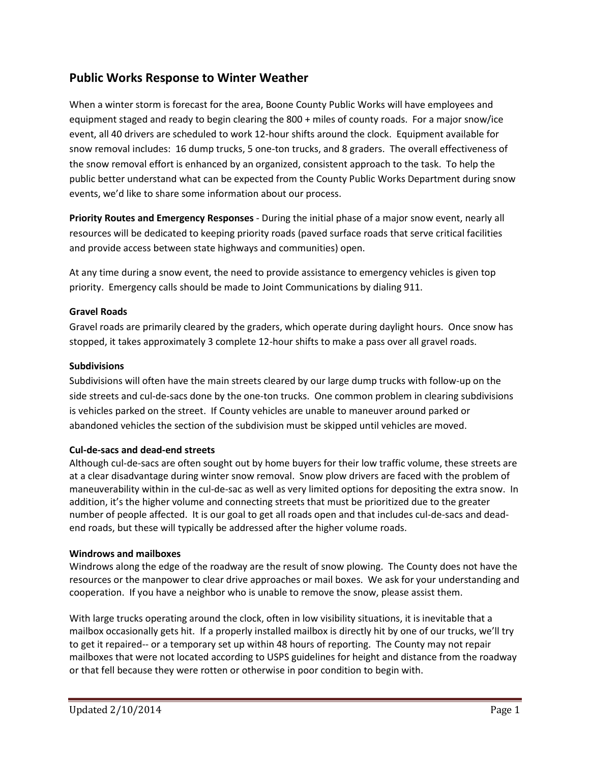## Public Works Response to Winter Weather

When a winter storm is forecast for the area, Boone County Public Works will have employees and equipment staged and ready to begin clearing the 800 + miles of county roads. For a major snow/ice event, all 40 drivers are scheduled to work 12-hour shifts around the clock. Equipment available for snow removal includes: 16 dump trucks, 5 one-ton trucks, and 8 graders. The overall effectiveness of the snow removal effort is enhanced by an organized, consistent approach to the task. To help the public better understand what can be expected from the County Public Works Department during snow events, we'd like to share some information about our process.

**Priority Routes and Emergency Responses** - During the initial phase of a major snow event, nearly all resources will be dedicated to keeping priority roads (paved surface roads that serve critical facilities and provide access between state highways and communities) open.

At any time during a snow event, the need to provide assistance to emergency vehicles is given top priority. Emergency calls should be made to Joint Communications by dialing 911.

**Gravel Roads**

Gravel roads are primarily cleared by the graders, which operate during daylight hours. Once snow has stopped, it takes approximately 3 complete 12-hour shifts to make a pass over all gravel roads.

**Subdivisions**

Subdivisions will often have the main streets cleared by our large dump trucks with follow-up on the side streets and cul-de-sacs done by the one-ton trucks. One common problem in clearing subdivisions is vehicles parked on the street. If County vehicles are unable to maneuver around parked or abandoned vehicles the section of the subdivision must be skipped until vehicles are moved.

**Cul-de-sacs and dead-end streets**

Although cul-de-sacs are often sought out by home buyers for their low traffic volume, these streets are at a clear disadvantage during winter snow removal. Snow plow drivers are faced with the problem of maneuverability within in the cul-de-sac as well as very limited options for depositing the extra snow. In addition, it's the higher volume and connecting streets that must be prioritized due to the greater number of people affected. It is our goal to get all roads open and that includes cul-de-sacs and dead-end roads, but these will typically be addressed after the higher volume roads.

**Windrows and mailboxes**

Windrows along the edge of the roadway are the result of snow plowing. The County does not have the resources or the manpower to clear drive approaches or mail boxes. We ask for your understanding and cooperation. If you have a neighbor who is unable to remove the snow, please assist them.

With large trucks operating around the clock, often in low visibility situations, it is inevitable that a mailbox occasionally gets hit. If a properly installed mailbox is directly hit by one of our trucks, we'll try to get it repaired-- or a temporary set up within 48 hours of reporting. The County may not repair mailboxes that were not located according to USPS guidelines for height and distance from the roadway or that fell because they were rotten or otherwise in poor condition to begin with.

Updated 2/10/2014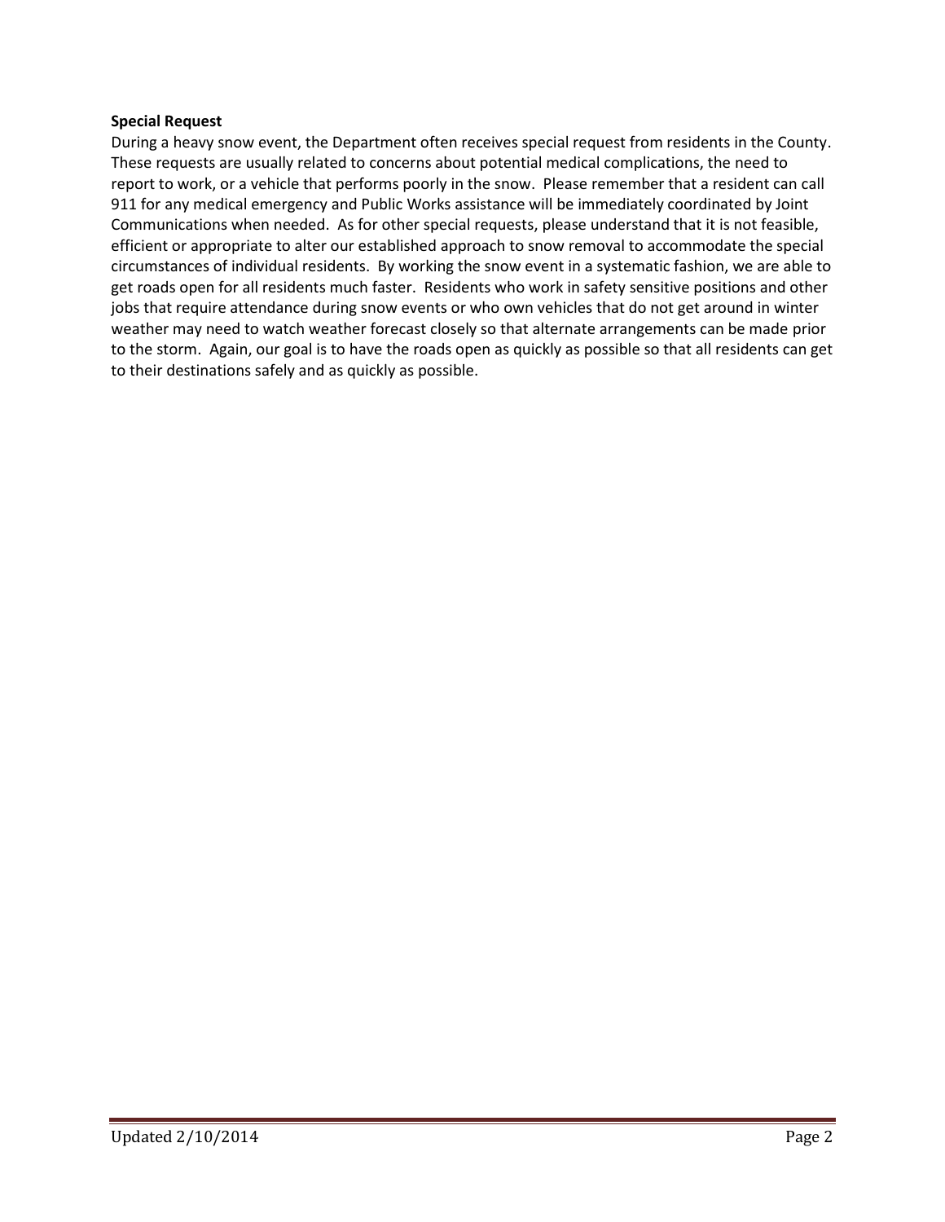**Special Request**

During a heavy snow event, the Department often receives special request from residents in the County. These requests are usually related to concerns about potential medical complications, the need to report to work, or a vehicle that performs poorly in the snow. Please remember that a resident can call 911 for any medical emergency and Public Works assistance will be immediately coordinated by Joint Communications when needed. As for other special requests, please understand that it is not feasible, efficient or appropriate to alter our established approach to snow removal to accommodate the special circumstances of individual residents. By working the snow event in a systematic fashion, we are able to get roads open for all residents much faster. Residents who work in safety sensitive positions and other jobs that require attendance during snow events or who own vehicles that do not get around in winter weather may need to watch weather forecast closely so that alternate arrangements can be made prior to the storm. Again, our goal is to have the roads open as quickly as possible so that all residents can get to their destinations safely and as quickly as possible.

Updated 2/10/2014